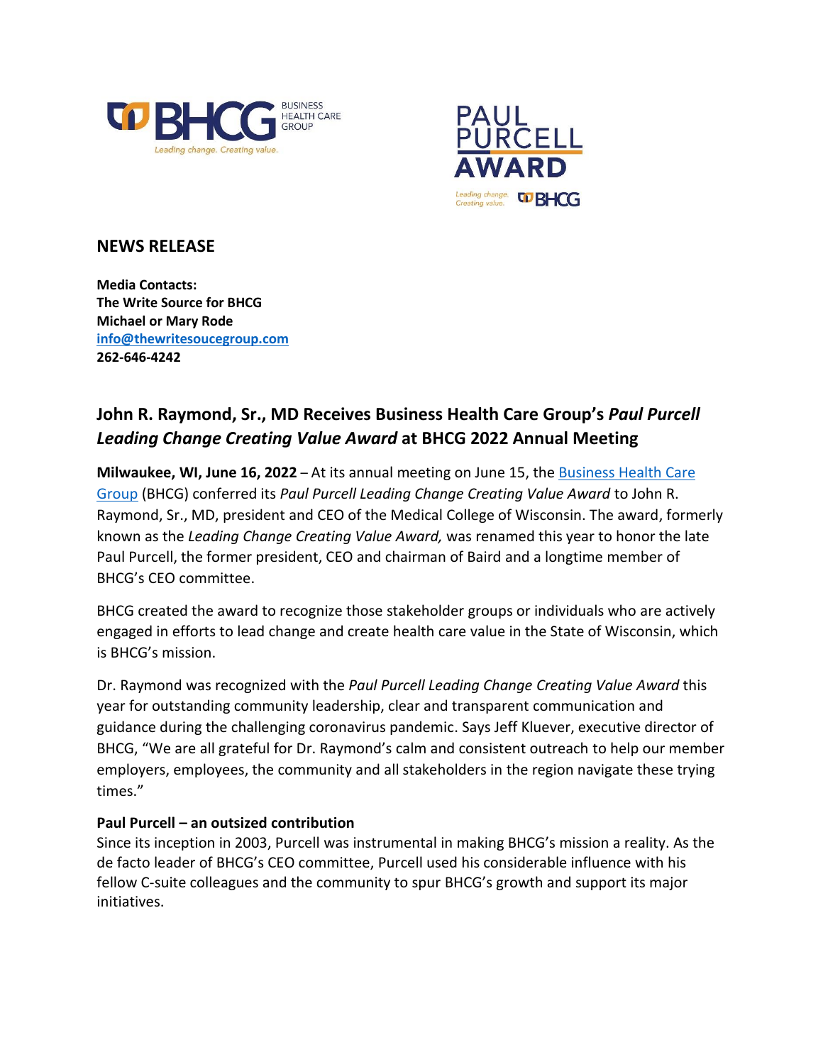BHCG BUSINESS HEALTH CARE GROUP
Leading change. Creating value.

PAUL PURCELL AWARD
Leading change. Creating value. BHCG

## NEWS RELEASE

**Media Contacts:**
**The Write Source for BHCG**
**Michael or Mary Rode**
**info@thewritesoucegroup.com**
**262-646-4242**

## John R. Raymond, Sr., MD Receives Business Health Care Group's *Paul Purcell Leading Change Creating Value Award* at BHCG 2022 Annual Meeting

**Milwaukee, WI, June 16, 2022** – At its annual meeting on June 15, the Business Health Care Group (BHCG) conferred its *Paul Purcell Leading Change Creating Value Award* to John R. Raymond, Sr., MD, president and CEO of the Medical College of Wisconsin. The award, formerly known as the *Leading Change Creating Value Award,* was renamed this year to honor the late Paul Purcell, the former president, CEO and chairman of Baird and a longtime member of BHCG's CEO committee.

BHCG created the award to recognize those stakeholder groups or individuals who are actively engaged in efforts to lead change and create health care value in the State of Wisconsin, which is BHCG's mission.

Dr. Raymond was recognized with the *Paul Purcell Leading Change Creating Value Award* this year for outstanding community leadership, clear and transparent communication and guidance during the challenging coronavirus pandemic. Says Jeff Kluever, executive director of BHCG, "We are all grateful for Dr. Raymond's calm and consistent outreach to help our member employers, employees, the community and all stakeholders in the region navigate these trying times."

**Paul Purcell – an outsized contribution**

Since its inception in 2003, Purcell was instrumental in making BHCG's mission a reality. As the de facto leader of BHCG's CEO committee, Purcell used his considerable influence with his fellow C-suite colleagues and the community to spur BHCG's growth and support its major initiatives.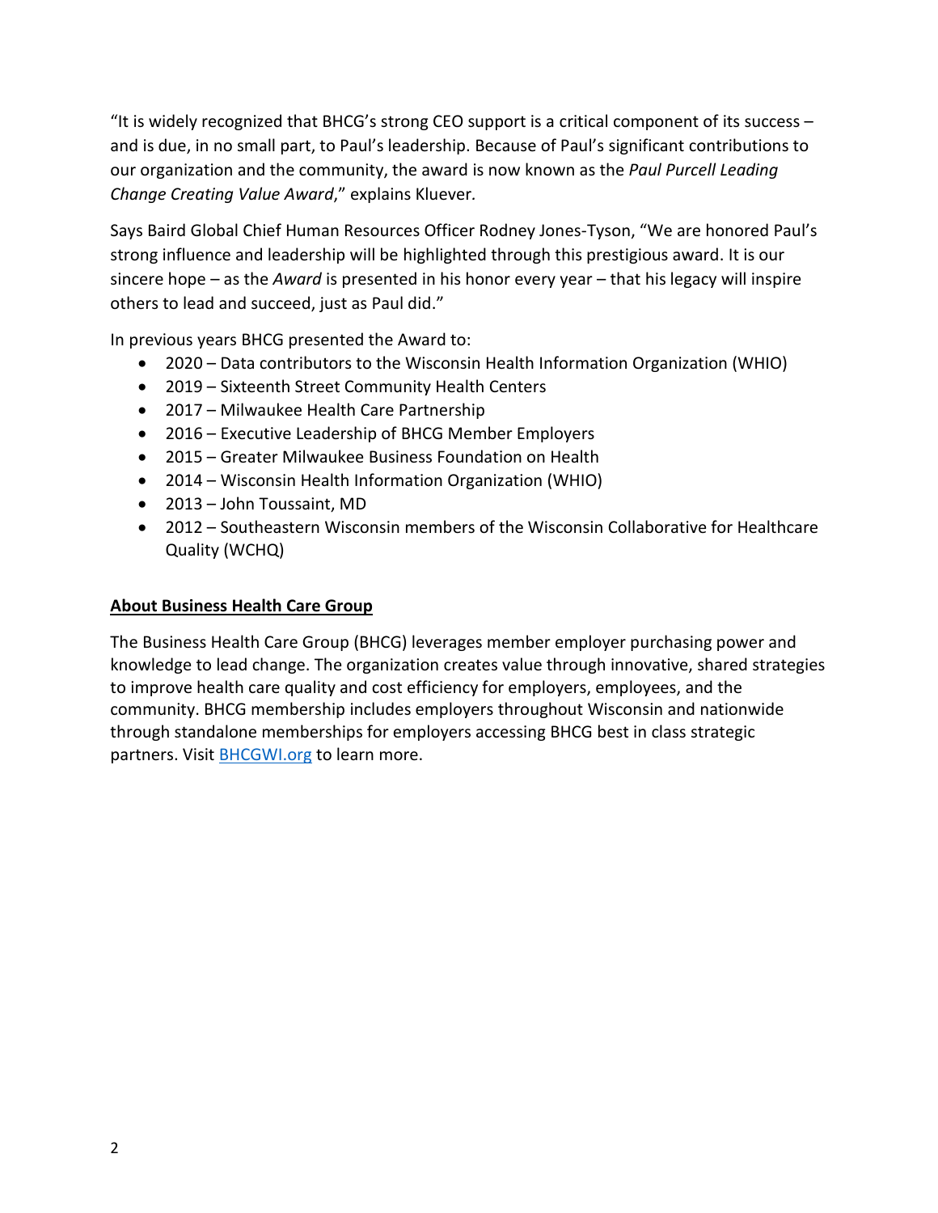"It is widely recognized that BHCG's strong CEO support is a critical component of its success – and is due, in no small part, to Paul's leadership. Because of Paul's significant contributions to our organization and the community, the award is now known as the *Paul Purcell Leading Change Creating Value Award*," explains Kluever.

Says Baird Global Chief Human Resources Officer Rodney Jones-Tyson, "We are honored Paul's strong influence and leadership will be highlighted through this prestigious award. It is our sincere hope – as the *Award* is presented in his honor every year – that his legacy will inspire others to lead and succeed, just as Paul did."

In previous years BHCG presented the Award to:

- 2020 – Data contributors to the Wisconsin Health Information Organization (WHIO)
- 2019 – Sixteenth Street Community Health Centers
- 2017 – Milwaukee Health Care Partnership
- 2016 – Executive Leadership of BHCG Member Employers
- 2015 – Greater Milwaukee Business Foundation on Health
- 2014 – Wisconsin Health Information Organization (WHIO)
- 2013 – John Toussaint, MD
- 2012 – Southeastern Wisconsin members of the Wisconsin Collaborative for Healthcare Quality (WCHQ)

**About Business Health Care Group**

The Business Health Care Group (BHCG) leverages member employer purchasing power and knowledge to lead change. The organization creates value through innovative, shared strategies to improve health care quality and cost efficiency for employers, employees, and the community. BHCG membership includes employers throughout Wisconsin and nationwide through standalone memberships for employers accessing BHCG best in class strategic partners. Visit BHCGWI.org to learn more.